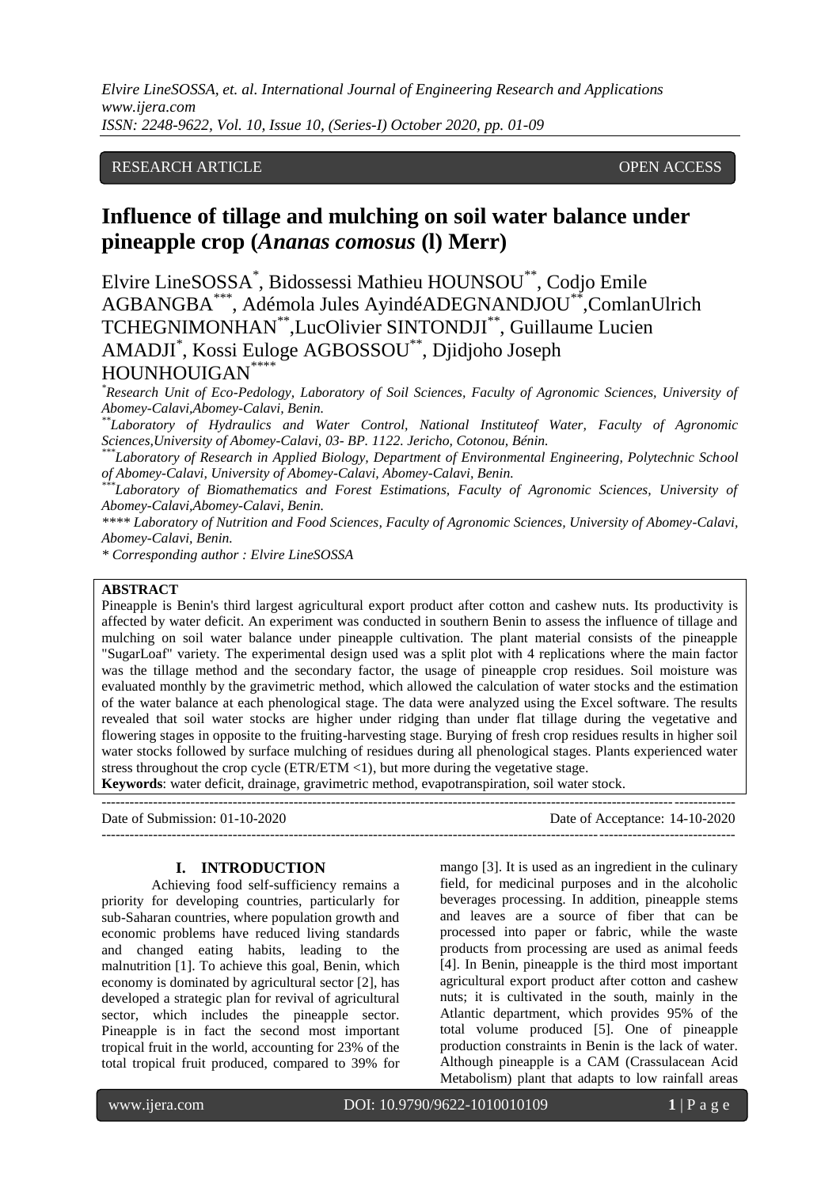RESEARCH ARTICLE OPEN ACCESS

# Influence of tillage and mulching on soil water balance under pineapple crop (*Ananas comosus* (l) Merr)

Elvire LineSOSSA[*], Bidossessi Mathieu HOUNSOU[**], Codjo Emile AGBANGBA[***], Adémola Jules AyindéADEGNANDJOU[**],ComlanUlrich TCHEGNIMONHAN[**],LucOlivier SINTONDJI[**], Guillaume Lucien AMADJI[*], Kossi Euloge AGBOSSOU[**], Djidjoho Joseph HOUNHOUIGAN[****]

[*]*Research Unit of Eco-Pedology, Laboratory of Soil Sciences, Faculty of Agronomic Sciences, University of Abomey-Calavi,Abomey-Calavi, Benin.*

[**]*Laboratory of Hydraulics and Water Control, National Instituteof Water, Faculty of Agronomic Sciences,University of Abomey-Calavi, 03- BP. 1122. Jericho, Cotonou, Bénin.*

[***]*Laboratory of Research in Applied Biology, Department of Environmental Engineering, Polytechnic School of Abomey-Calavi, University of Abomey-Calavi, Abomey-Calavi, Benin.*

[***]*Laboratory of Biomathematics and Forest Estimations, Faculty of Agronomic Sciences, University of Abomey-Calavi,Abomey-Calavi, Benin.*

*\*\*\*\* Laboratory of Nutrition and Food Sciences, Faculty of Agronomic Sciences, University of Abomey-Calavi, Abomey-Calavi, Benin.*

*\* Corresponding author : Elvire LineSOSSA*

**ABSTRACT**

Pineapple is Benin's third largest agricultural export product after cotton and cashew nuts. Its productivity is affected by water deficit. An experiment was conducted in southern Benin to assess the influence of tillage and mulching on soil water balance under pineapple cultivation. The plant material consists of the pineapple "SugarLoaf" variety. The experimental design used was a split plot with 4 replications where the main factor was the tillage method and the secondary factor, the usage of pineapple crop residues. Soil moisture was evaluated monthly by the gravimetric method, which allowed the calculation of water stocks and the estimation of the water balance at each phenological stage. The data were analyzed using the Excel software. The results revealed that soil water stocks are higher under ridging than under flat tillage during the vegetative and flowering stages in opposite to the fruiting-harvesting stage. Burying of fresh crop residues results in higher soil water stocks followed by surface mulching of residues during all phenological stages. Plants experienced water stress throughout the crop cycle (ETR/ETM <1), but more during the vegetative stage.

**Keywords**: water deficit, drainage, gravimetric method, evapotranspiration, soil water stock.

---

Date of Submission: 01-10-2020 Date of Acceptance: 14-10-2020

---

## I. INTRODUCTION

Achieving food self-sufficiency remains a priority for developing countries, particularly for sub-Saharan countries, where population growth and economic problems have reduced living standards and changed eating habits, leading to the malnutrition [1]. To achieve this goal, Benin, which economy is dominated by agricultural sector [2], has developed a strategic plan for revival of agricultural sector, which includes the pineapple sector. Pineapple is in fact the second most important tropical fruit in the world, accounting for 23% of the total tropical fruit produced, compared to 39% for mango [3]. It is used as an ingredient in the culinary field, for medicinal purposes and in the alcoholic beverages processing. In addition, pineapple stems and leaves are a source of fiber that can be processed into paper or fabric, while the waste products from processing are used as animal feeds [4]. In Benin, pineapple is the third most important agricultural export product after cotton and cashew nuts; it is cultivated in the south, mainly in the Atlantic department, which provides 95% of the total volume produced [5]. One of pineapple production constraints in Benin is the lack of water. Although pineapple is a CAM (Crassulacean Acid Metabolism) plant that adapts to low rainfall areas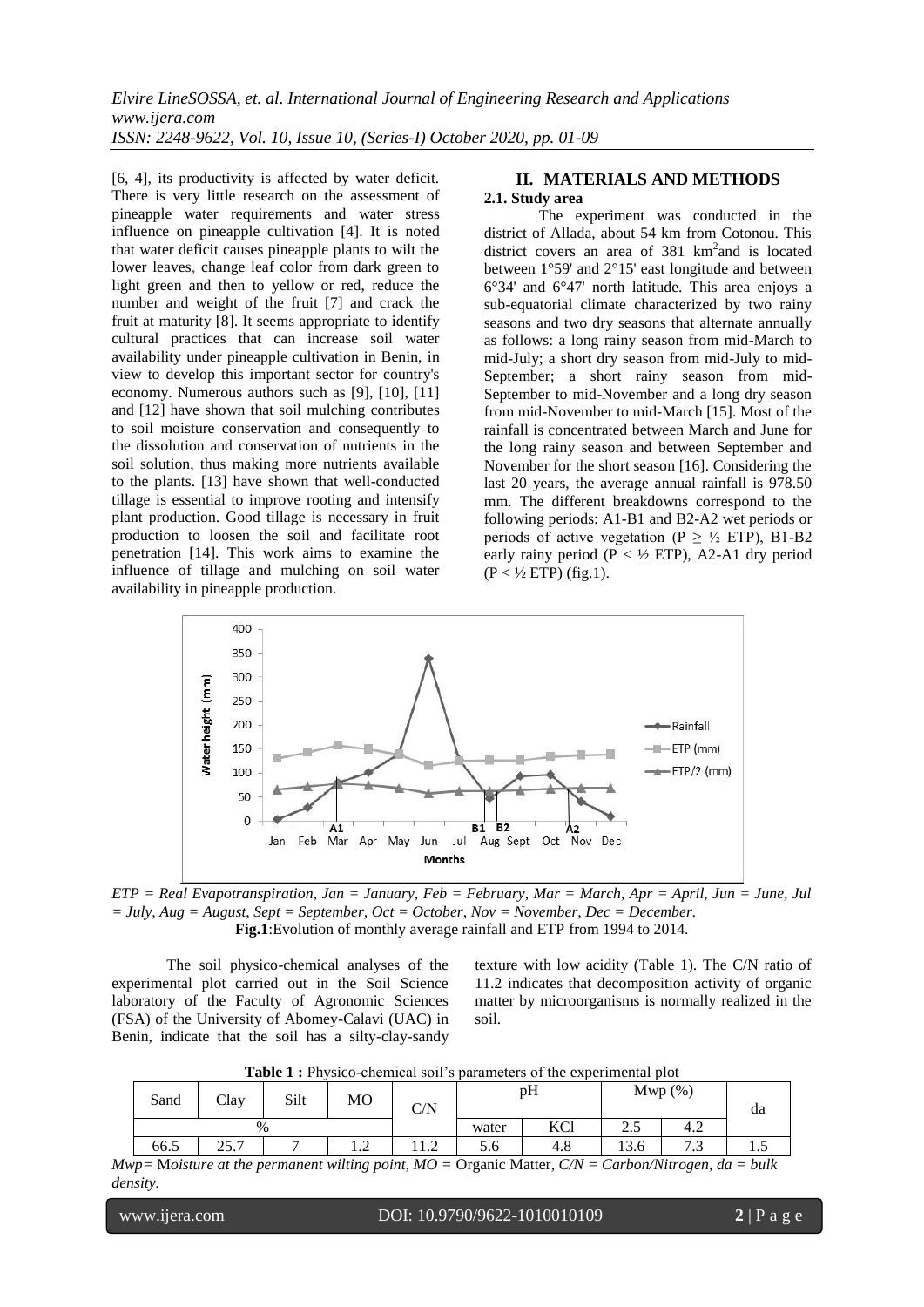[6, 4], its productivity is affected by water deficit. There is very little research on the assessment of pineapple water requirements and water stress influence on pineapple cultivation [4]. It is noted that water deficit causes pineapple plants to wilt the lower leaves, change leaf color from dark green to light green and then to yellow or red, reduce the number and weight of the fruit [7] and crack the fruit at maturity [8]. It seems appropriate to identify cultural practices that can increase soil water availability under pineapple cultivation in Benin, in view to develop this important sector for country's economy. Numerous authors such as [9], [10], [11] and [12] have shown that soil mulching contributes to soil moisture conservation and consequently to the dissolution and conservation of nutrients in the soil solution, thus making more nutrients available to the plants. [13] have shown that well-conducted tillage is essential to improve rooting and intensify plant production. Good tillage is necessary in fruit production to loosen the soil and facilitate root penetration [14]. This work aims to examine the influence of tillage and mulching on soil water availability in pineapple production.

## II. MATERIALS AND METHODS

### 2.1. Study area

The experiment was conducted in the district of Allada, about 54 km from Cotonou. This district covers an area of 381 km$^2$and is located between 1°59' and 2°15' east longitude and between 6°34' and 6°47' north latitude. This area enjoys a sub-equatorial climate characterized by two rainy seasons and two dry seasons that alternate annually as follows: a long rainy season from mid-March to mid-July; a short dry season from mid-July to mid-September; a short rainy season from mid-September to mid-November and a long dry season from mid-November to mid-March [15]. Most of the rainfall is concentrated between March and June for the long rainy season and between September and November for the short season [16]. Considering the last 20 years, the average annual rainfall is 978.50 mm. The different breakdowns correspond to the following periods: A1-B1 and B2-A2 wet periods or periods of active vegetation ($P \geq \frac{1}{2}$ ETP), B1-B2 early rainy period ($P < \frac{1}{2}$ ETP), A2-A1 dry period ($P < \frac{1}{2}$ ETP) (fig.1).

*ETP = Real Evapotranspiration, Jan = January, Feb = February, Mar = March, Apr = April, Jun = June, Jul = July, Aug = August, Sept = September, Oct = October, Nov = November, Dec = December.*

**Fig.1**:Evolution of monthly average rainfall and ETP from 1994 to 2014.

The soil physico-chemical analyses of the experimental plot carried out in the Soil Science laboratory of the Faculty of Agronomic Sciences (FSA) of the University of Abomey-Calavi (UAC) in Benin, indicate that the soil has a silty-clay-sandy texture with low acidity (Table 1). The C/N ratio of 11.2 indicates that decomposition activity of organic matter by microorganisms is normally realized in the soil.

**Table 1 :** Physico-chemical soil's parameters of the experimental plot

| Sand | Clay | Silt | MO | C/N | pH | | Mwp (%) | | da |
|---|---|---|---|---|---|---|---|---|---|
| % | | | | | water | KCl | 2.5 | 4.2 | |
| 66.5 | 25.7 | 7 | 1.2 | 11.2 | 5.6 | 4.8 | 13.6 | 7.3 | 1.5 |

*Mwp= Moisture at the permanent wilting point, MO =* Organic Matter*, C/N = Carbon/Nitrogen, da = bulk density.*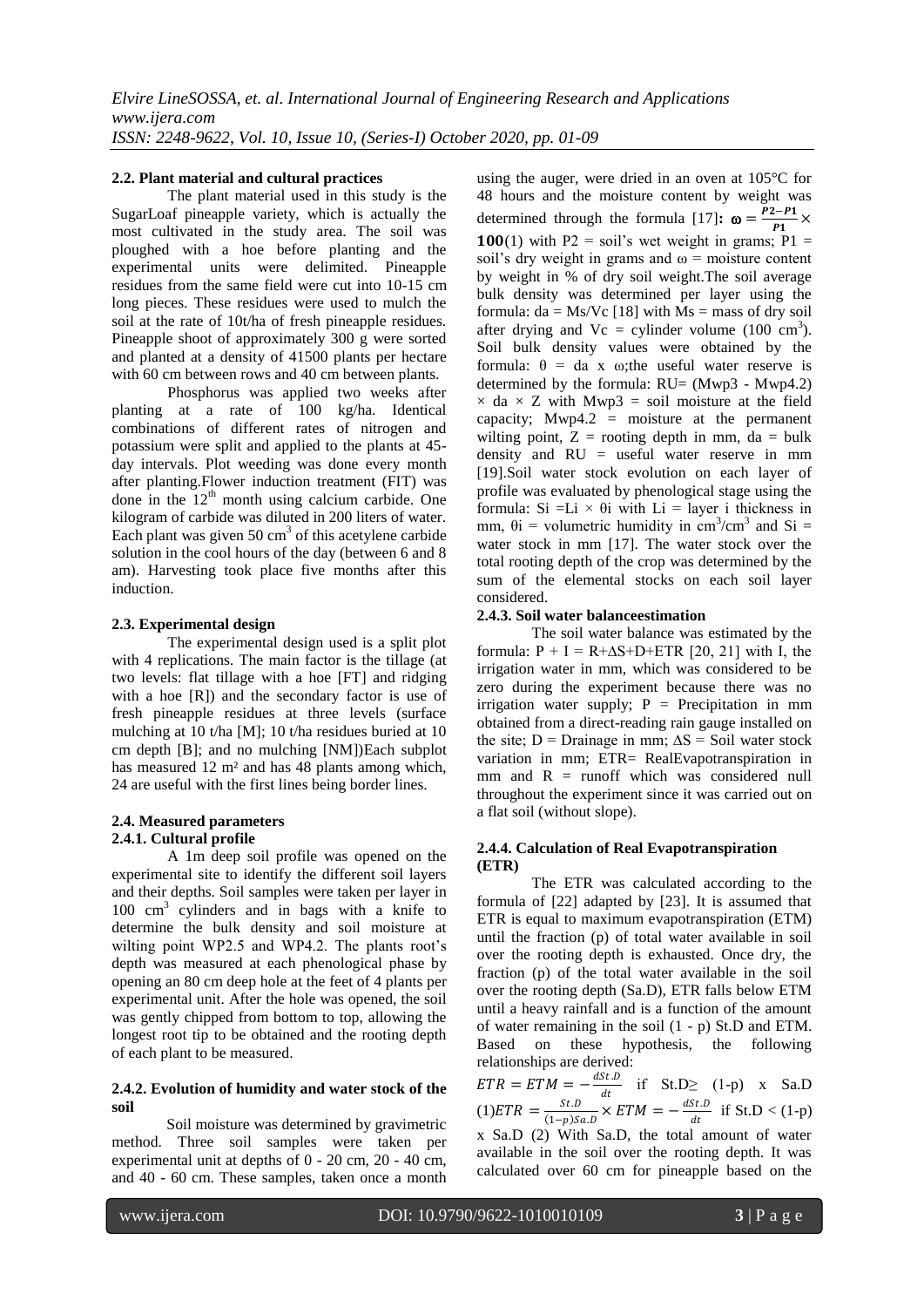### 2.2. Plant material and cultural practices

The plant material used in this study is the SugarLoaf pineapple variety, which is actually the most cultivated in the study area. The soil was ploughed with a hoe before planting and the experimental units were delimited. Pineapple residues from the same field were cut into 10-15 cm long pieces. These residues were used to mulch the soil at the rate of 10t/ha of fresh pineapple residues. Pineapple shoot of approximately 300 g were sorted and planted at a density of 41500 plants per hectare with 60 cm between rows and 40 cm between plants.

Phosphorus was applied two weeks after planting at a rate of 100 kg/ha. Identical combinations of different rates of nitrogen and potassium were split and applied to the plants at 45-day intervals. Plot weeding was done every month after planting.Flower induction treatment (FIT) was done in the $12^{th}$ month using calcium carbide. One kilogram of carbide was diluted in 200 liters of water. Each plant was given 50 $cm^3$ of this acetylene carbide solution in the cool hours of the day (between 6 and 8 am). Harvesting took place five months after this induction.

### 2.3. Experimental design

The experimental design used is a split plot with 4 replications. The main factor is the tillage (at two levels: flat tillage with a hoe [FT] and ridging with a hoe [R]) and the secondary factor is use of fresh pineapple residues at three levels (surface mulching at 10 t/ha [M]; 10 t/ha residues buried at 10 cm depth [B]; and no mulching [NM])Each subplot has measured 12 m² and has 48 plants among which, 24 are useful with the first lines being border lines.

### 2.4. Measured parameters

#### 2.4.1. Cultural profile

A 1m deep soil profile was opened on the experimental site to identify the different soil layers and their depths. Soil samples were taken per layer in 100 $cm^3$ cylinders and in bags with a knife to determine the bulk density and soil moisture at wilting point WP2.5 and WP4.2. The plants root's depth was measured at each phenological phase by opening an 80 cm deep hole at the feet of 4 plants per experimental unit. After the hole was opened, the soil was gently chipped from bottom to top, allowing the longest root tip to be obtained and the rooting depth of each plant to be measured.

#### 2.4.2. Evolution of humidity and water stock of the soil

Soil moisture was determined by gravimetric method. Three soil samples were taken per experimental unit at depths of 0 - 20 cm, 20 - 40 cm, and 40 - 60 cm. These samples, taken once a month using the auger, were dried in an oven at 105°C for 48 hours and the moisture content by weight was determined through the formula [17]: $\boldsymbol{\omega = \frac{P2-P1}{P1} \times 100}$(1) with P2 = soil's wet weight in grams; P1 = soil's dry weight in grams and $\omega$ = moisture content by weight in % of dry soil weight.The soil average bulk density was determined per layer using the formula: da = Ms/Vc [18] with Ms = mass of dry soil after drying and Vc = cylinder volume (100 $cm^3$). Soil bulk density values were obtained by the formula: $\theta$ = da x $\omega$;the useful water reserve is determined by the formula: RU= (Mwp3 - Mwp4.2) $\times$ da $\times$ Z with Mwp3 = soil moisture at the field capacity; Mwp4.2 = moisture at the permanent wilting point, Z = rooting depth in mm, da = bulk density and RU = useful water reserve in mm [19].Soil water stock evolution on each layer of profile was evaluated by phenological stage using the formula: Si =Li $\times$ $\theta$i with Li = layer i thickness in mm, $\theta$i = volumetric humidity in $cm^3/cm^3$ and Si = water stock in mm [17]. The water stock over the total rooting depth of the crop was determined by the sum of the elemental stocks on each soil layer considered.

#### 2.4.3. Soil water balanceestimation

The soil water balance was estimated by the formula: P + I = R+$\Delta$S+D+ETR [20, 21] with I, the irrigation water in mm, which was considered to be zero during the experiment because there was no irrigation water supply; P = Precipitation in mm obtained from a direct-reading rain gauge installed on the site; D = Drainage in mm; $\Delta$S = Soil water stock variation in mm; ETR= RealEvapotranspiration in mm and R = runoff which was considered null throughout the experiment since it was carried out on a flat soil (without slope).

#### 2.4.4. Calculation of Real Evapotranspiration (ETR)

The ETR was calculated according to the formula of [22] adapted by [23]. It is assumed that ETR is equal to maximum evapotranspiration (ETM) until the fraction (p) of total water available in soil over the rooting depth is exhausted. Once dry, the fraction (p) of the total water available in the soil over the rooting depth (Sa.D), ETR falls below ETM until a heavy rainfall and is a function of the amount of water remaining in the soil (1 - p) St.D and ETM. Based on these hypothesis, the following relationships are derived:

$ETR = ETM = -\frac{dSt.D}{dt}$ if St.D$\geq$ (1-p) x Sa.D (1)$ETR = \frac{St.D}{(1-p)Sa.D} \times ETM = -\frac{dSt.D}{dt}$ if St.D < (1-p) x Sa.D (2) With Sa.D, the total amount of water available in the soil over the rooting depth. It was calculated over 60 cm for pineapple based on the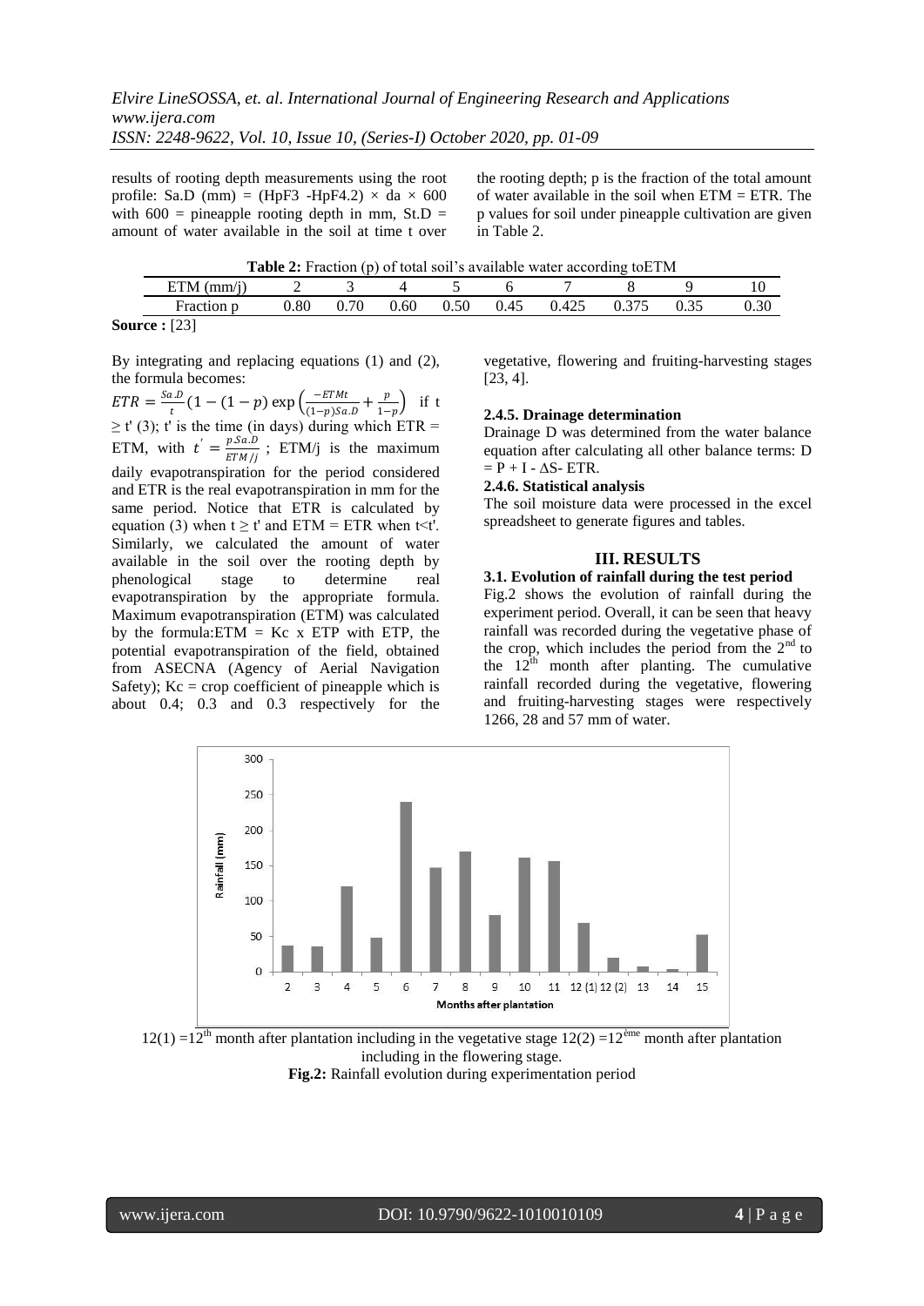results of rooting depth measurements using the root profile: Sa.D (mm) = (HpF3 -HpF4.2) × da × 600 with 600 = pineapple rooting depth in mm, St.D = amount of water available in the soil at time t over the rooting depth; p is the fraction of the total amount of water available in the soil when ETM = ETR. The p values for soil under pineapple cultivation are given in Table 2.

**Table 2:** Fraction (p) of total soil's available water according toETM

| ETM (mm/j) | 2 | 3 | 4 | 5 | 6 | 7 | 8 | 9 | 10 |
|---|---|---|---|---|---|---|---|---|---|
| Fraction p | 0.80 | 0.70 | 0.60 | 0.50 | 0.45 | 0.425 | 0.375 | 0.35 | 0.30 |

**Source :** [23]

By integrating and replacing equations (1) and (2), the formula becomes:

$ETR = \frac{Sa.D}{t}\left(1 - (1-p)\exp\left(\frac{-ETMt}{(1-p)Sa.D} + \frac{p}{1-p}\right)\right.$ if t $\geq$ t' (3); t' is the time (in days) during which ETR = ETM, with $t' = \frac{p\,Sa.D}{ETM/j}$ ; ETM/j is the maximum daily evapotranspiration for the period considered and ETR is the real evapotranspiration in mm for the same period. Notice that ETR is calculated by equation (3) when t $\geq$ t' and ETM = ETR when t<t'. Similarly, we calculated the amount of water available in the soil over the rooting depth by phenological stage to determine real evapotranspiration by the appropriate formula. Maximum evapotranspiration (ETM) was calculated by the formula:ETM = Kc x ETP with ETP, the potential evapotranspiration of the field, obtained from ASECNA (Agency of Aerial Navigation Safety); Kc = crop coefficient of pineapple which is about 0.4; 0.3 and 0.3 respectively for the vegetative, flowering and fruiting-harvesting stages [23, 4].

#### 2.4.5. Drainage determination

Drainage D was determined from the water balance equation after calculating all other balance terms: D = P + I - ΔS- ETR.

#### 2.4.6. Statistical analysis

The soil moisture data were processed in the excel spreadsheet to generate figures and tables.

## III. RESULTS

### 3.1. Evolution of rainfall during the test period

Fig.2 shows the evolution of rainfall during the experiment period. Overall, it can be seen that heavy rainfall was recorded during the vegetative phase of the crop, which includes the period from the 2nd to the 12th month after planting. The cumulative rainfall recorded during the vegetative, flowering and fruiting-harvesting stages were respectively 1266, 28 and 57 mm of water.

12(1) =12th month after plantation including in the vegetative stage 12(2) =12ème month after plantation including in the flowering stage.

**Fig.2:** Rainfall evolution during experimentation period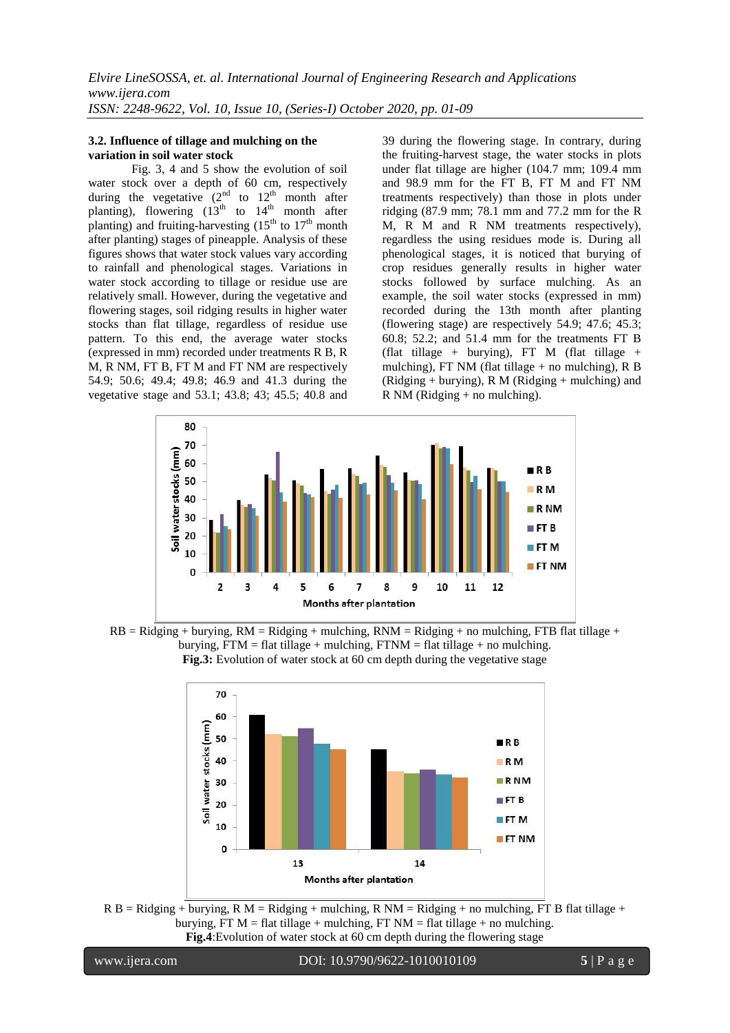### 3.2. Influence of tillage and mulching on the variation in soil water stock

Fig. 3, 4 and 5 show the evolution of soil water stock over a depth of 60 cm, respectively during the vegetative (2nd to 12th month after planting), flowering (13th to 14th month after planting) and fruiting-harvesting (15th to 17th month after planting) stages of pineapple. Analysis of these figures shows that water stock values vary according to rainfall and phenological stages. Variations in water stock according to tillage or residue use are relatively small. However, during the vegetative and flowering stages, soil ridging results in higher water stocks than flat tillage, regardless of residue use pattern. To this end, the average water stocks (expressed in mm) recorded under treatments R B, R M, R NM, FT B, FT M and FT NM are respectively 54.9; 50.6; 49.4; 49.8; 46.9 and 41.3 during the vegetative stage and 53.1; 43.8; 43; 45.5; 40.8 and 39 during the flowering stage. In contrary, during the fruiting-harvest stage, the water stocks in plots under flat tillage are higher (104.7 mm; 109.4 mm and 98.9 mm for the FT B, FT M and FT NM treatments respectively) than those in plots under ridging (87.9 mm; 78.1 mm and 77.2 mm for the R M, R M and R NM treatments respectively), regardless the using residues mode is. During all phenological stages, it is noticed that burying of crop residues generally results in higher water stocks followed by surface mulching. As an example, the soil water stocks (expressed in mm) recorded during the 13th month after planting (flowering stage) are respectively 54.9; 47.6; 45.3; 60.8; 52.2; and 51.4 mm for the treatments FT B (flat tillage + burying), FT M (flat tillage + mulching), FT NM (flat tillage + no mulching), R B (Ridging + burying), R M (Ridging + mulching) and R NM (Ridging + no mulching).

RB = Ridging + burying, RM = Ridging + mulching, RNM = Ridging + no mulching, FTB flat tillage + burying, FTM = flat tillage + mulching, FTNM = flat tillage + no mulching.

**Fig.3:** Evolution of water stock at 60 cm depth during the vegetative stage

R B = Ridging + burying, R M = Ridging + mulching, R NM = Ridging + no mulching, FT B flat tillage + burying, FT M = flat tillage + mulching, FT NM = flat tillage + no mulching.

**Fig.4**:Evolution of water stock at 60 cm depth during the flowering stage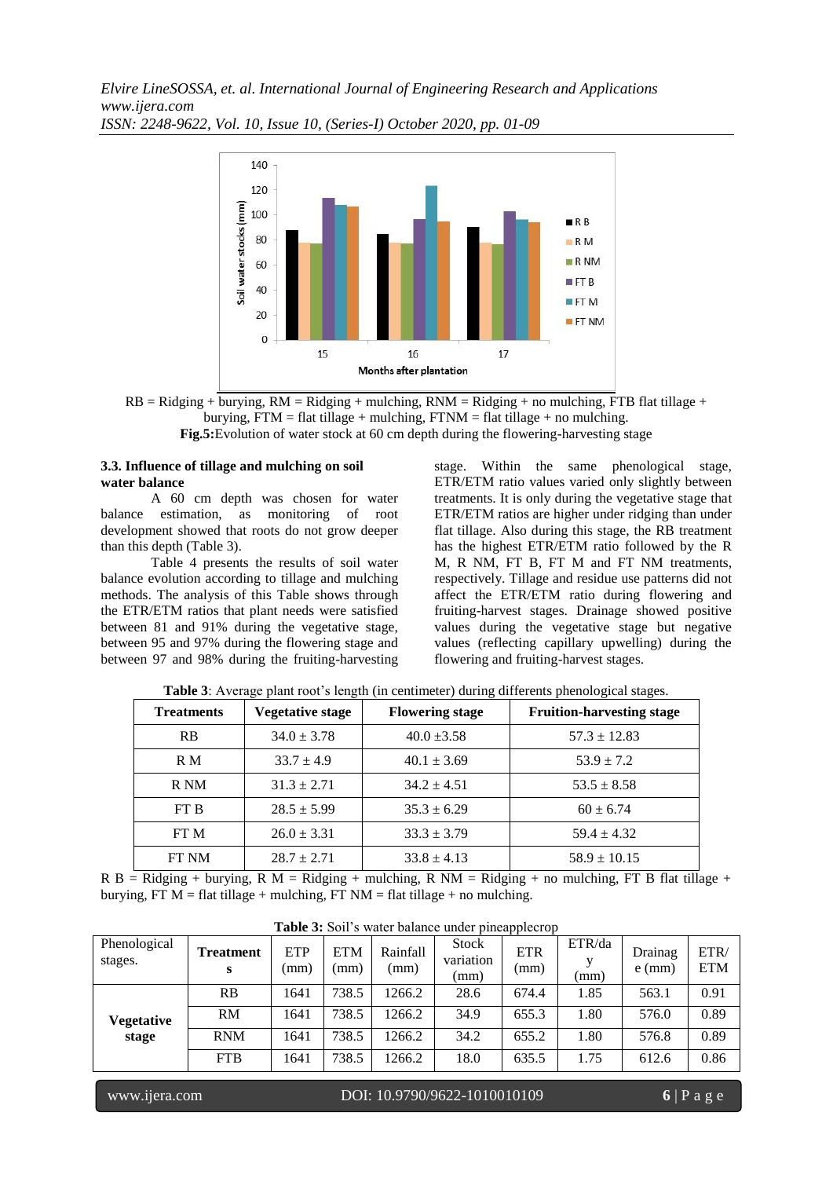RB = Ridging + burying, RM = Ridging + mulching, RNM = Ridging + no mulching, FTB flat tillage + burying, FTM = flat tillage + mulching, FTNM = flat tillage + no mulching.

**Fig.5:** Evolution of water stock at 60 cm depth during the flowering-harvesting stage

### 3.3. Influence of tillage and mulching on soil water balance

A 60 cm depth was chosen for water balance estimation, as monitoring of root development showed that roots do not grow deeper than this depth (Table 3).

Table 4 presents the results of soil water balance evolution according to tillage and mulching methods. The analysis of this Table shows through the ETR/ETM ratios that plant needs were satisfied between 81 and 91% during the vegetative stage, between 95 and 97% during the flowering stage and between 97 and 98% during the fruiting-harvesting stage. Within the same phenological stage, ETR/ETM ratio values varied only slightly between treatments. It is only during the vegetative stage that ETR/ETM ratios are higher under ridging than under flat tillage. Also during this stage, the RB treatment has the highest ETR/ETM ratio followed by the R M, R NM, FT B, FT M and FT NM treatments, respectively. Tillage and residue use patterns did not affect the ETR/ETM ratio during flowering and fruiting-harvest stages. Drainage showed positive values during the vegetative stage but negative values (reflecting capillary upwelling) during the flowering and fruiting-harvest stages.

**Table 3**: Average plant root's length (in centimeter) during differents phenological stages.

| Treatments | Vegetative stage | Flowering stage | Fruition-harvesting stage |
|---|---|---|---|
| RB | 34.0 ± 3.78 | 40.0 ±3.58 | 57.3 ± 12.83 |
| R M | 33.7 ± 4.9 | 40.1 ± 3.69 | 53.9 ± 7.2 |
| R NM | 31.3 ± 2.71 | 34.2 ± 4.51 | 53.5 ± 8.58 |
| FT B | 28.5 ± 5.99 | 35.3 ± 6.29 | 60 ± 6.74 |
| FT M | 26.0 ± 3.31 | 33.3 ± 3.79 | 59.4 ± 4.32 |
| FT NM | 28.7 ± 2.71 | 33.8 ± 4.13 | 58.9 ± 10.15 |

R B = Ridging + burying, R M = Ridging + mulching, R NM = Ridging + no mulching, FT B flat tillage + burying, FT M = flat tillage + mulching, FT NM = flat tillage + no mulching.

**Table 3:** Soil's water balance under pineapplecrop

| Phenological stages. | Treatments | ETP (mm) | ETM (mm) | Rainfall (mm) | Stock variation (mm) | ETR (mm) | ETR/day (mm) | Drainage (mm) | ETR/ ETM |
|---|---|---|---|---|---|---|---|---|---|
| **Vegetative stage** | RB | 1641 | 738.5 | 1266.2 | 28.6 | 674.4 | 1.85 | 563.1 | 0.91 |
| | RM | 1641 | 738.5 | 1266.2 | 34.9 | 655.3 | 1.80 | 576.0 | 0.89 |
| | RNM | 1641 | 738.5 | 1266.2 | 34.2 | 655.2 | 1.80 | 576.8 | 0.89 |
| | FTB | 1641 | 738.5 | 1266.2 | 18.0 | 635.5 | 1.75 | 612.6 | 0.86 |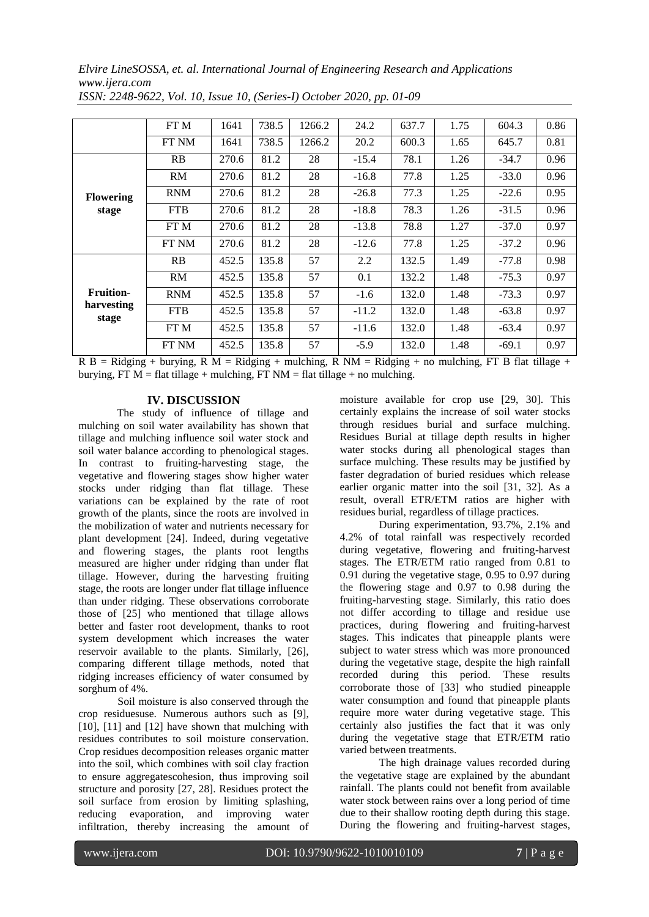| | FT M | 1641 | 738.5 | 1266.2 | 24.2 | 637.7 | 1.75 | 604.3 | 0.86 |
|---|---|---|---|---|---|---|---|---|---|
| | FT NM | 1641 | 738.5 | 1266.2 | 20.2 | 600.3 | 1.65 | 645.7 | 0.81 |
| **Flowering stage** | RB | 270.6 | 81.2 | 28 | -15.4 | 78.1 | 1.26 | -34.7 | 0.96 |
| | RM | 270.6 | 81.2 | 28 | -16.8 | 77.8 | 1.25 | -33.0 | 0.96 |
| | RNM | 270.6 | 81.2 | 28 | -26.8 | 77.3 | 1.25 | -22.6 | 0.95 |
| | FTB | 270.6 | 81.2 | 28 | -18.8 | 78.3 | 1.26 | -31.5 | 0.96 |
| | FT M | 270.6 | 81.2 | 28 | -13.8 | 78.8 | 1.27 | -37.0 | 0.97 |
| | FT NM | 270.6 | 81.2 | 28 | -12.6 | 77.8 | 1.25 | -37.2 | 0.96 |
| **Fruition-harvesting stage** | RB | 452.5 | 135.8 | 57 | 2.2 | 132.5 | 1.49 | -77.8 | 0.98 |
| | RM | 452.5 | 135.8 | 57 | 0.1 | 132.2 | 1.48 | -75.3 | 0.97 |
| | RNM | 452.5 | 135.8 | 57 | -1.6 | 132.0 | 1.48 | -73.3 | 0.97 |
| | FTB | 452.5 | 135.8 | 57 | -11.2 | 132.0 | 1.48 | -63.8 | 0.97 |
| | FT M | 452.5 | 135.8 | 57 | -11.6 | 132.0 | 1.48 | -63.4 | 0.97 |
| | FT NM | 452.5 | 135.8 | 57 | -5.9 | 132.0 | 1.48 | -69.1 | 0.97 |

R B = Ridging + burying, R M = Ridging + mulching, R NM = Ridging + no mulching, FT B flat tillage + burying, FT M = flat tillage + mulching, FT NM = flat tillage + no mulching.

## IV. DISCUSSION

The study of influence of tillage and mulching on soil water availability has shown that tillage and mulching influence soil water stock and soil water balance according to phenological stages. In contrast to fruiting-harvesting stage, the vegetative and flowering stages show higher water stocks under ridging than flat tillage. These variations can be explained by the rate of root growth of the plants, since the roots are involved in the mobilization of water and nutrients necessary for plant development [24]. Indeed, during vegetative and flowering stages, the plants root lengths measured are higher under ridging than under flat tillage. However, during the harvesting fruiting stage, the roots are longer under flat tillage influence than under ridging. These observations corroborate those of [25] who mentioned that tillage allows better and faster root development, thanks to root system development which increases the water reservoir available to the plants. Similarly, [26], comparing different tillage methods, noted that ridging increases efficiency of water consumed by sorghum of 4%.

Soil moisture is also conserved through the crop residuesuse. Numerous authors such as [9], [10], [11] and [12] have shown that mulching with residues contributes to soil moisture conservation. Crop residues decomposition releases organic matter into the soil, which combines with soil clay fraction to ensure aggregatescohesion, thus improving soil structure and porosity [27, 28]. Residues protect the soil surface from erosion by limiting splashing, reducing evaporation, and improving water infiltration, thereby increasing the amount of moisture available for crop use [29, 30]. This certainly explains the increase of soil water stocks through residues burial and surface mulching. Residues Burial at tillage depth results in higher water stocks during all phenological stages than surface mulching. These results may be justified by faster degradation of buried residues which release earlier organic matter into the soil [31, 32]. As a result, overall ETR/ETM ratios are higher with residues burial, regardless of tillage practices.

During experimentation, 93.7%, 2.1% and 4.2% of total rainfall was respectively recorded during vegetative, flowering and fruiting-harvest stages. The ETR/ETM ratio ranged from 0.81 to 0.91 during the vegetative stage, 0.95 to 0.97 during the flowering stage and 0.97 to 0.98 during the fruiting-harvesting stage. Similarly, this ratio does not differ according to tillage and residue use practices, during flowering and fruiting-harvest stages. This indicates that pineapple plants were subject to water stress which was more pronounced during the vegetative stage, despite the high rainfall recorded during this period. These results corroborate those of [33] who studied pineapple water consumption and found that pineapple plants require more water during vegetative stage. This certainly also justifies the fact that it was only during the vegetative stage that ETR/ETM ratio varied between treatments.

The high drainage values recorded during the vegetative stage are explained by the abundant rainfall. The plants could not benefit from available water stock between rains over a long period of time due to their shallow rooting depth during this stage. During the flowering and fruiting-harvest stages,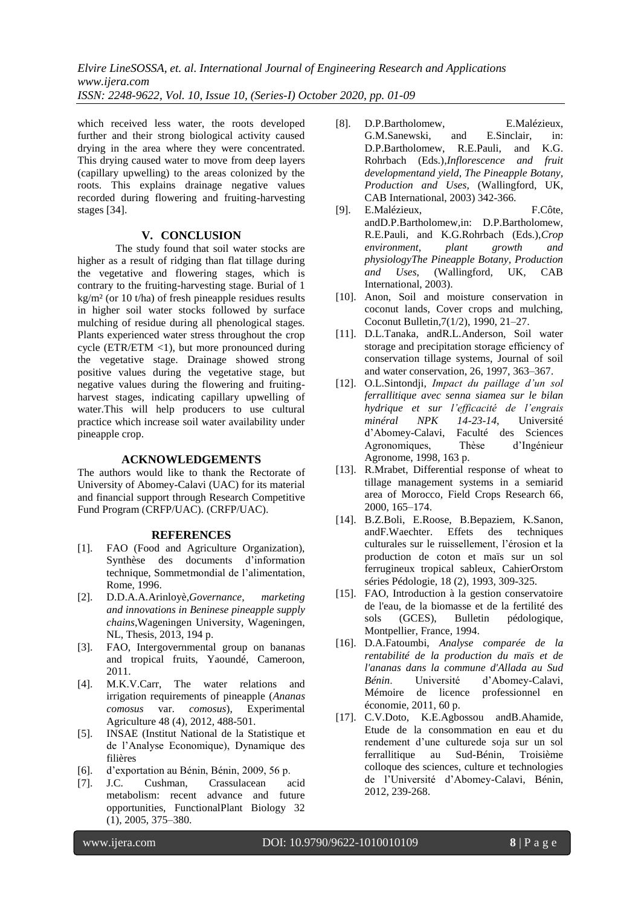which received less water, the roots developed further and their strong biological activity caused drying in the area where they were concentrated. This drying caused water to move from deep layers (capillary upwelling) to the areas colonized by the roots. This explains drainage negative values recorded during flowering and fruiting-harvesting stages [34].

## V. CONCLUSION

The study found that soil water stocks are higher as a result of ridging than flat tillage during the vegetative and flowering stages, which is contrary to the fruiting-harvesting stage. Burial of 1 kg/m² (or 10 t/ha) of fresh pineapple residues results in higher soil water stocks followed by surface mulching of residue during all phenological stages. Plants experienced water stress throughout the crop cycle (ETR/ETM <1), but more pronounced during the vegetative stage. Drainage showed strong positive values during the vegetative stage, but negative values during the flowering and fruiting-harvest stages, indicating capillary upwelling of water.This will help producers to use cultural practice which increase soil water availability under pineapple crop.

## ACKNOWLEDGEMENTS

The authors would like to thank the Rectorate of University of Abomey-Calavi (UAC) for its material and financial support through Research Competitive Fund Program (CRFP/UAC). (CRFP/UAC).

## REFERENCES

[1]. FAO (Food and Agriculture Organization), Synthèse des documents d'information technique, Sommetmondial de l'alimentation, Rome, 1996.

[2]. D.D.A.A.Arinloyè,*Governance, marketing and innovations in Beninese pineapple supply chains*,Wageningen University, Wageningen, NL, Thesis, 2013, 194 p.

[3]. FAO, Intergovernmental group on bananas and tropical fruits, Yaoundé, Cameroon, 2011.

[4]. M.K.V.Carr, The water relations and irrigation requirements of pineapple (*Ananas comosus* var. *comosus*), Experimental Agriculture 48 (4), 2012, 488-501.

[5]. INSAE (Institut National de la Statistique et de l'Analyse Economique), Dynamique des filières

[6]. d'exportation au Bénin, Bénin, 2009, 56 p.

[7]. J.C. Cushman, Crassulacean acid metabolism: recent advance and future opportunities, FunctionalPlant Biology 32 (1), 2005, 375–380.

[8]. D.P.Bartholomew, E.Malézieux, G.M.Sanewski, and E.Sinclair, in: D.P.Bartholomew, R.E.Pauli, and K.G. Rohrbach (Eds.),*Inflorescence and fruit developmentand yield, The Pineapple Botany, Production and Uses*, (Wallingford, UK, CAB International, 2003) 342-366.

[9]. E.Malézieux, F.Côte, andD.P.Bartholomew,in: D.P.Bartholomew, R.E.Pauli, and K.G.Rohrbach (Eds.),*Crop environment, plant growth and physiologyThe Pineapple Botany, Production and Uses*, (Wallingford, UK, CAB International, 2003).

[10]. Anon, Soil and moisture conservation in coconut lands, Cover crops and mulching, Coconut Bulletin,7(1/2), 1990, 21–27.

[11]. D.L.Tanaka, andR.L.Anderson, Soil water storage and precipitation storage efficiency of conservation tillage systems, Journal of soil and water conservation, 26, 1997, 363–367.

[12]. O.L.Sintondji, *Impact du paillage d'un sol ferrallitique avec senna siamea sur le bilan hydrique et sur l'efficacité de l'engrais minéral NPK 14-23-14*, Université d'Abomey-Calavi, Faculté des Sciences Agronomiques, Thèse d'Ingénieur Agronome, 1998, 163 p.

[13]. R.Mrabet, Differential response of wheat to tillage management systems in a semiarid area of Morocco, Field Crops Research 66, 2000, 165–174.

[14]. B.Z.Boli, E.Roose, B.Bepaziem, K.Sanon, andF.Waechter. Effets des techniques culturales sur le ruissellement, l'érosion et la production de coton et maïs sur un sol ferrugineux tropical sableux, CahierOrstom séries Pédologie, 18 (2), 1993, 309-325.

[15]. FAO, Introduction à la gestion conservatoire de l'eau, de la biomasse et de la fertilité des sols (GCES), Bulletin pédologique, Montpellier, France, 1994.

[16]. D.A.Fatoumbi, *Analyse comparée de la rentabilité de la production du maïs et de l'ananas dans la commune d'Allada au Sud Bénin*. Université d'Abomey-Calavi, Mémoire de licence professionnel en économie, 2011, 60 p.

[17]. C.V.Doto, K.E.Agbossou andB.Ahamide, Etude de la consommation en eau et du rendement d'une culturede soja sur un sol ferrallitique au Sud-Bénin, Troisième colloque des sciences, culture et technologies de l'Université d'Abomey-Calavi, Bénin, 2012, 239-268.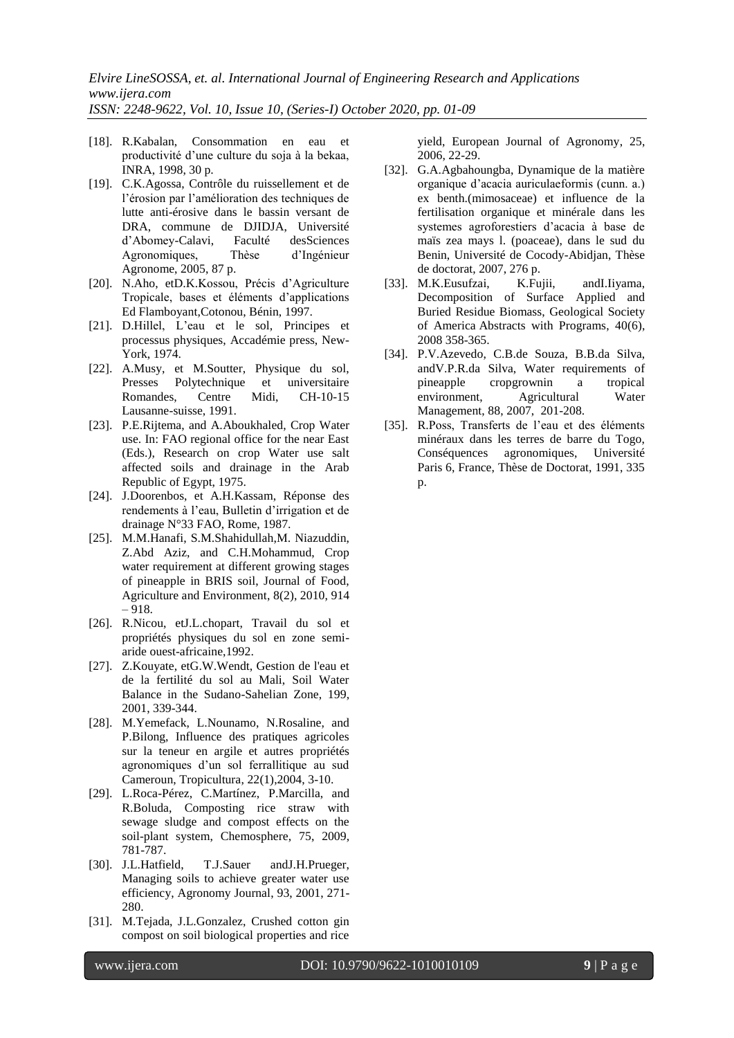[18]. R.Kabalan, Consommation en eau et productivité d'une culture du soja à la bekaa, INRA, 1998, 30 p.

[19]. C.K.Agossa, Contrôle du ruissellement et de l'érosion par l'amélioration des techniques de lutte anti-érosive dans le bassin versant de DRA, commune de DJIDJA, Université d'Abomey-Calavi, Faculté desSciences Agronomiques, Thèse d'Ingénieur Agronome, 2005, 87 p.

[20]. N.Aho, etD.K.Kossou, Précis d'Agriculture Tropicale, bases et éléments d'applications Ed Flamboyant,Cotonou, Bénin, 1997.

[21]. D.Hillel, L'eau et le sol, Principes et processus physiques, Accadémie press, New-York, 1974.

[22]. A.Musy, et M.Soutter, Physique du sol, Presses Polytechnique et universitaire Romandes, Centre Midi, CH-10-15 Lausanne-suisse, 1991.

[23]. P.E.Rijtema, and A.Aboukhaled, Crop Water use. In: FAO regional office for the near East (Eds.), Research on crop Water use salt affected soils and drainage in the Arab Republic of Egypt, 1975.

[24]. J.Doorenbos, et A.H.Kassam, Réponse des rendements à l'eau, Bulletin d'irrigation et de drainage N°33 FAO, Rome, 1987.

[25]. M.M.Hanafi, S.M.Shahidullah,M. Niazuddin, Z.Abd Aziz, and C.H.Mohammud, Crop water requirement at different growing stages of pineapple in BRIS soil, Journal of Food, Agriculture and Environment, 8(2), 2010, 914 – 918.

[26]. R.Nicou, etJ.L.chopart, Travail du sol et propriétés physiques du sol en zone semi-aride ouest-africaine,1992.

[27]. Z.Kouyate, etG.W.Wendt, Gestion de l'eau et de la fertilité du sol au Mali, Soil Water Balance in the Sudano-Sahelian Zone, 199, 2001, 339-344.

[28]. M.Yemefack, L.Nounamo, N.Rosaline, and P.Bilong, Influence des pratiques agricoles sur la teneur en argile et autres propriétés agronomiques d'un sol ferrallitique au sud Cameroun, Tropicultura, 22(1),2004, 3-10.

[29]. L.Roca-Pérez, C.Martínez, P.Marcilla, and R.Boluda, Composting rice straw with sewage sludge and compost effects on the soil-plant system, Chemosphere, 75, 2009, 781-787.

[30]. J.L.Hatfield, T.J.Sauer andJ.H.Prueger, Managing soils to achieve greater water use efficiency, Agronomy Journal, 93, 2001, 271-280.

[31]. M.Tejada, J.L.Gonzalez, Crushed cotton gin compost on soil biological properties and rice yield, European Journal of Agronomy, 25, 2006, 22-29.

[32]. G.A.Agbahoungba, Dynamique de la matière organique d'acacia auriculaeformis (cunn. a.) ex benth.(mimosaceae) et influence de la fertilisation organique et minérale dans les systemes agroforestiers d'acacia à base de maïs zea mays l. (poaceae), dans le sud du Benin, Université de Cocody-Abidjan, Thèse de doctorat, 2007, 276 p.

[33]. M.K.Eusufzai, K.Fujii, andI.Iiyama, Decomposition of Surface Applied and Buried Residue Biomass, Geological Society of America Abstracts with Programs, 40(6), 2008 358-365.

[34]. P.V.Azevedo, C.B.de Souza, B.B.da Silva, andV.P.R.da Silva, Water requirements of pineapple cropgrownin a tropical environment, Agricultural Water Management, 88, 2007, 201-208.

[35]. R.Poss, Transferts de l'eau et des éléments minéraux dans les terres de barre du Togo, Conséquences agronomiques, Université Paris 6, France, Thèse de Doctorat, 1991, 335 p.